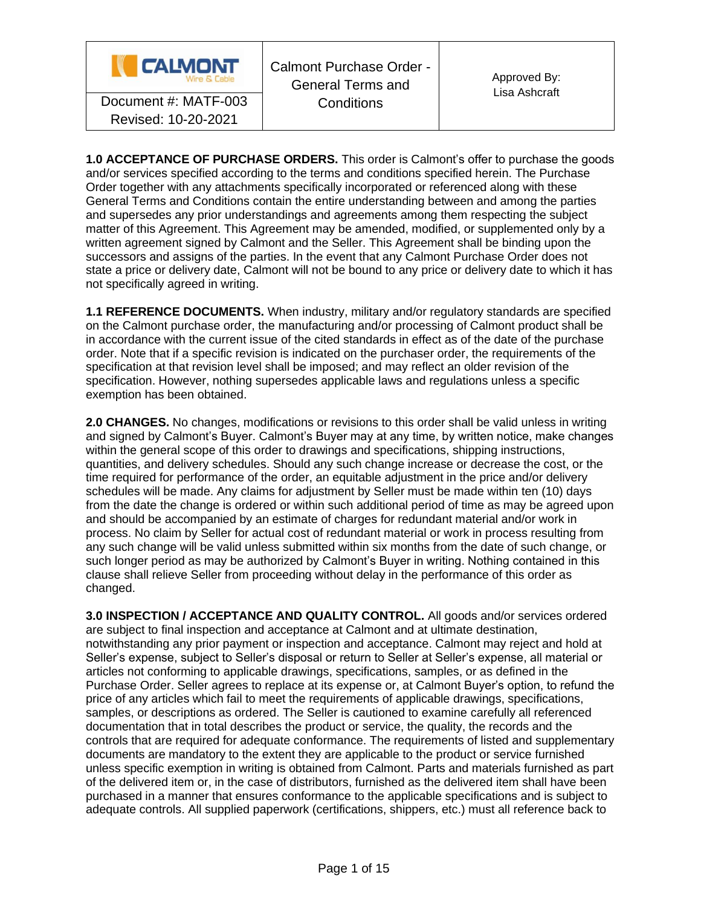| CALMONT Wire & Cable | Calmont Purchase Order - General Terms and Conditions | Approved By: Lisa Ashcraft |
|---|---|---|
| Document #: MATF-003 Revised: 10-20-2021 | | |

**1.0 ACCEPTANCE OF PURCHASE ORDERS.** This order is Calmont's offer to purchase the goods and/or services specified according to the terms and conditions specified herein. The Purchase Order together with any attachments specifically incorporated or referenced along with these General Terms and Conditions contain the entire understanding between and among the parties and supersedes any prior understandings and agreements among them respecting the subject matter of this Agreement. This Agreement may be amended, modified, or supplemented only by a written agreement signed by Calmont and the Seller. This Agreement shall be binding upon the successors and assigns of the parties. In the event that any Calmont Purchase Order does not state a price or delivery date, Calmont will not be bound to any price or delivery date to which it has not specifically agreed in writing.

**1.1 REFERENCE DOCUMENTS.** When industry, military and/or regulatory standards are specified on the Calmont purchase order, the manufacturing and/or processing of Calmont product shall be in accordance with the current issue of the cited standards in effect as of the date of the purchase order. Note that if a specific revision is indicated on the purchaser order, the requirements of the specification at that revision level shall be imposed; and may reflect an older revision of the specification. However, nothing supersedes applicable laws and regulations unless a specific exemption has been obtained.

**2.0 CHANGES.** No changes, modifications or revisions to this order shall be valid unless in writing and signed by Calmont's Buyer. Calmont's Buyer may at any time, by written notice, make changes within the general scope of this order to drawings and specifications, shipping instructions, quantities, and delivery schedules. Should any such change increase or decrease the cost, or the time required for performance of the order, an equitable adjustment in the price and/or delivery schedules will be made. Any claims for adjustment by Seller must be made within ten (10) days from the date the change is ordered or within such additional period of time as may be agreed upon and should be accompanied by an estimate of charges for redundant material and/or work in process. No claim by Seller for actual cost of redundant material or work in process resulting from any such change will be valid unless submitted within six months from the date of such change, or such longer period as may be authorized by Calmont's Buyer in writing. Nothing contained in this clause shall relieve Seller from proceeding without delay in the performance of this order as changed.

**3.0 INSPECTION / ACCEPTANCE AND QUALITY CONTROL.** All goods and/or services ordered are subject to final inspection and acceptance at Calmont and at ultimate destination, notwithstanding any prior payment or inspection and acceptance. Calmont may reject and hold at Seller's expense, subject to Seller's disposal or return to Seller at Seller's expense, all material or articles not conforming to applicable drawings, specifications, samples, or as defined in the Purchase Order. Seller agrees to replace at its expense or, at Calmont Buyer's option, to refund the price of any articles which fail to meet the requirements of applicable drawings, specifications, samples, or descriptions as ordered. The Seller is cautioned to examine carefully all referenced documentation that in total describes the product or service, the quality, the records and the controls that are required for adequate conformance. The requirements of listed and supplementary documents are mandatory to the extent they are applicable to the product or service furnished unless specific exemption in writing is obtained from Calmont. Parts and materials furnished as part of the delivered item or, in the case of distributors, furnished as the delivered item shall have been purchased in a manner that ensures conformance to the applicable specifications and is subject to adequate controls. All supplied paperwork (certifications, shippers, etc.) must all reference back to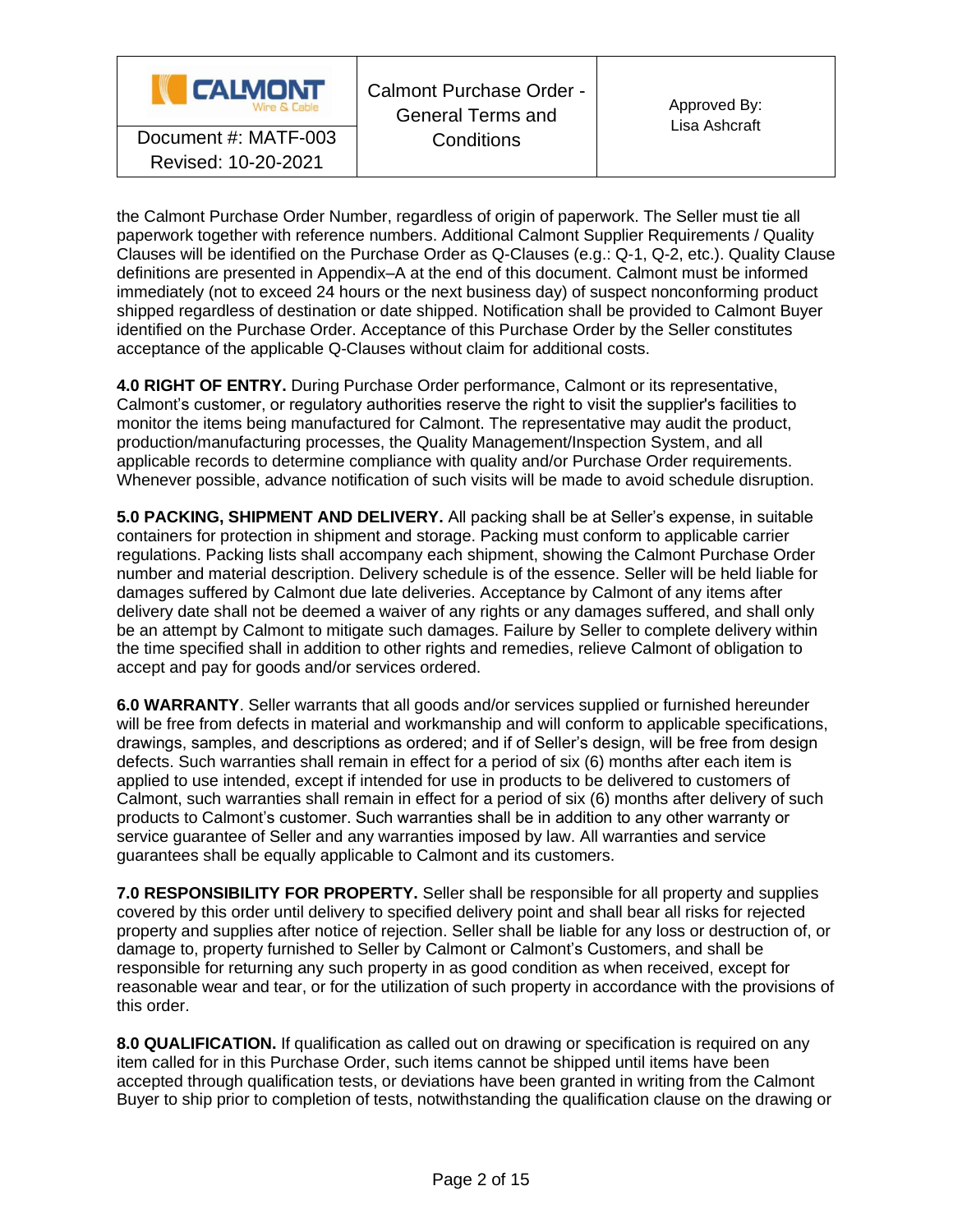the Calmont Purchase Order Number, regardless of origin of paperwork. The Seller must tie all paperwork together with reference numbers. Additional Calmont Supplier Requirements / Quality Clauses will be identified on the Purchase Order as Q-Clauses (e.g.: Q-1, Q-2, etc.). Quality Clause definitions are presented in Appendix–A at the end of this document. Calmont must be informed immediately (not to exceed 24 hours or the next business day) of suspect nonconforming product shipped regardless of destination or date shipped. Notification shall be provided to Calmont Buyer identified on the Purchase Order. Acceptance of this Purchase Order by the Seller constitutes acceptance of the applicable Q-Clauses without claim for additional costs.

**4.0 RIGHT OF ENTRY.** During Purchase Order performance, Calmont or its representative, Calmont's customer, or regulatory authorities reserve the right to visit the supplier's facilities to monitor the items being manufactured for Calmont. The representative may audit the product, production/manufacturing processes, the Quality Management/Inspection System, and all applicable records to determine compliance with quality and/or Purchase Order requirements. Whenever possible, advance notification of such visits will be made to avoid schedule disruption.

**5.0 PACKING, SHIPMENT AND DELIVERY.** All packing shall be at Seller's expense, in suitable containers for protection in shipment and storage. Packing must conform to applicable carrier regulations. Packing lists shall accompany each shipment, showing the Calmont Purchase Order number and material description. Delivery schedule is of the essence. Seller will be held liable for damages suffered by Calmont due late deliveries. Acceptance by Calmont of any items after delivery date shall not be deemed a waiver of any rights or any damages suffered, and shall only be an attempt by Calmont to mitigate such damages. Failure by Seller to complete delivery within the time specified shall in addition to other rights and remedies, relieve Calmont of obligation to accept and pay for goods and/or services ordered.

**6.0 WARRANTY**. Seller warrants that all goods and/or services supplied or furnished hereunder will be free from defects in material and workmanship and will conform to applicable specifications, drawings, samples, and descriptions as ordered; and if of Seller's design, will be free from design defects. Such warranties shall remain in effect for a period of six (6) months after each item is applied to use intended, except if intended for use in products to be delivered to customers of Calmont, such warranties shall remain in effect for a period of six (6) months after delivery of such products to Calmont's customer. Such warranties shall be in addition to any other warranty or service guarantee of Seller and any warranties imposed by law. All warranties and service guarantees shall be equally applicable to Calmont and its customers.

**7.0 RESPONSIBILITY FOR PROPERTY.** Seller shall be responsible for all property and supplies covered by this order until delivery to specified delivery point and shall bear all risks for rejected property and supplies after notice of rejection. Seller shall be liable for any loss or destruction of, or damage to, property furnished to Seller by Calmont or Calmont's Customers, and shall be responsible for returning any such property in as good condition as when received, except for reasonable wear and tear, or for the utilization of such property in accordance with the provisions of this order.

**8.0 QUALIFICATION.** If qualification as called out on drawing or specification is required on any item called for in this Purchase Order, such items cannot be shipped until items have been accepted through qualification tests, or deviations have been granted in writing from the Calmont Buyer to ship prior to completion of tests, notwithstanding the qualification clause on the drawing or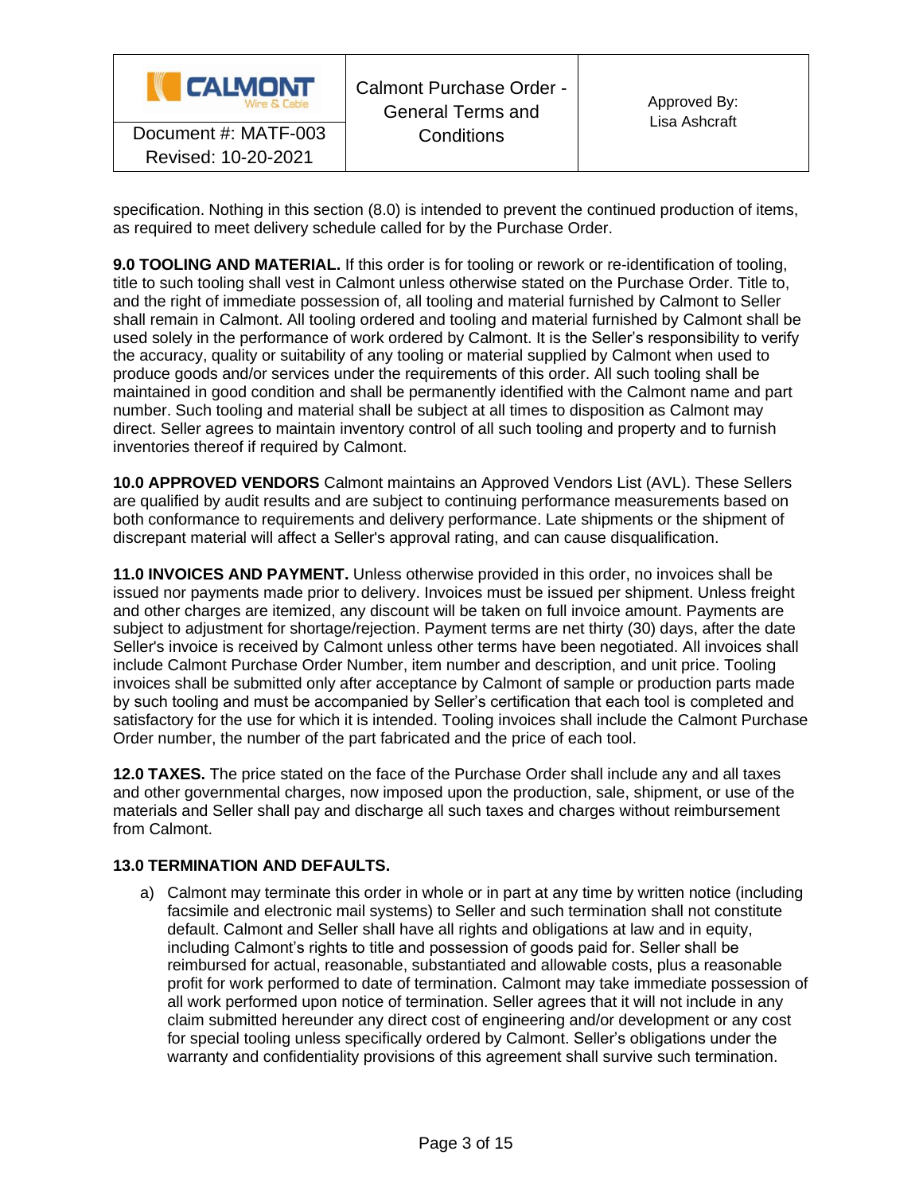specification. Nothing in this section (8.0) is intended to prevent the continued production of items, as required to meet delivery schedule called for by the Purchase Order.

**9.0 TOOLING AND MATERIAL.** If this order is for tooling or rework or re-identification of tooling, title to such tooling shall vest in Calmont unless otherwise stated on the Purchase Order. Title to, and the right of immediate possession of, all tooling and material furnished by Calmont to Seller shall remain in Calmont. All tooling ordered and tooling and material furnished by Calmont shall be used solely in the performance of work ordered by Calmont. It is the Seller's responsibility to verify the accuracy, quality or suitability of any tooling or material supplied by Calmont when used to produce goods and/or services under the requirements of this order. All such tooling shall be maintained in good condition and shall be permanently identified with the Calmont name and part number. Such tooling and material shall be subject at all times to disposition as Calmont may direct. Seller agrees to maintain inventory control of all such tooling and property and to furnish inventories thereof if required by Calmont.

**10.0 APPROVED VENDORS** Calmont maintains an Approved Vendors List (AVL). These Sellers are qualified by audit results and are subject to continuing performance measurements based on both conformance to requirements and delivery performance. Late shipments or the shipment of discrepant material will affect a Seller's approval rating, and can cause disqualification.

**11.0 INVOICES AND PAYMENT.** Unless otherwise provided in this order, no invoices shall be issued nor payments made prior to delivery. Invoices must be issued per shipment. Unless freight and other charges are itemized, any discount will be taken on full invoice amount. Payments are subject to adjustment for shortage/rejection. Payment terms are net thirty (30) days, after the date Seller's invoice is received by Calmont unless other terms have been negotiated. All invoices shall include Calmont Purchase Order Number, item number and description, and unit price. Tooling invoices shall be submitted only after acceptance by Calmont of sample or production parts made by such tooling and must be accompanied by Seller's certification that each tool is completed and satisfactory for the use for which it is intended. Tooling invoices shall include the Calmont Purchase Order number, the number of the part fabricated and the price of each tool.

**12.0 TAXES.** The price stated on the face of the Purchase Order shall include any and all taxes and other governmental charges, now imposed upon the production, sale, shipment, or use of the materials and Seller shall pay and discharge all such taxes and charges without reimbursement from Calmont.

**13.0 TERMINATION AND DEFAULTS.**

a) Calmont may terminate this order in whole or in part at any time by written notice (including facsimile and electronic mail systems) to Seller and such termination shall not constitute default. Calmont and Seller shall have all rights and obligations at law and in equity, including Calmont's rights to title and possession of goods paid for. Seller shall be reimbursed for actual, reasonable, substantiated and allowable costs, plus a reasonable profit for work performed to date of termination. Calmont may take immediate possession of all work performed upon notice of termination. Seller agrees that it will not include in any claim submitted hereunder any direct cost of engineering and/or development or any cost for special tooling unless specifically ordered by Calmont. Seller's obligations under the warranty and confidentiality provisions of this agreement shall survive such termination.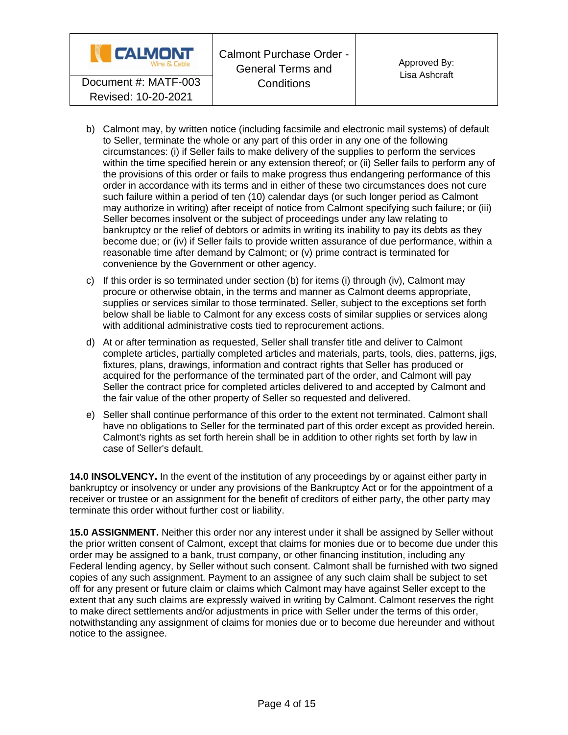b) Calmont may, by written notice (including facsimile and electronic mail systems) of default to Seller, terminate the whole or any part of this order in any one of the following circumstances: (i) if Seller fails to make delivery of the supplies to perform the services within the time specified herein or any extension thereof; or (ii) Seller fails to perform any of the provisions of this order or fails to make progress thus endangering performance of this order in accordance with its terms and in either of these two circumstances does not cure such failure within a period of ten (10) calendar days (or such longer period as Calmont may authorize in writing) after receipt of notice from Calmont specifying such failure; or (iii) Seller becomes insolvent or the subject of proceedings under any law relating to bankruptcy or the relief of debtors or admits in writing its inability to pay its debts as they become due; or (iv) if Seller fails to provide written assurance of due performance, within a reasonable time after demand by Calmont; or (v) prime contract is terminated for convenience by the Government or other agency.

c) If this order is so terminated under section (b) for items (i) through (iv), Calmont may procure or otherwise obtain, in the terms and manner as Calmont deems appropriate, supplies or services similar to those terminated. Seller, subject to the exceptions set forth below shall be liable to Calmont for any excess costs of similar supplies or services along with additional administrative costs tied to reprocurement actions.

d) At or after termination as requested, Seller shall transfer title and deliver to Calmont complete articles, partially completed articles and materials, parts, tools, dies, patterns, jigs, fixtures, plans, drawings, information and contract rights that Seller has produced or acquired for the performance of the terminated part of the order, and Calmont will pay Seller the contract price for completed articles delivered to and accepted by Calmont and the fair value of the other property of Seller so requested and delivered.

e) Seller shall continue performance of this order to the extent not terminated. Calmont shall have no obligations to Seller for the terminated part of this order except as provided herein. Calmont's rights as set forth herein shall be in addition to other rights set forth by law in case of Seller's default.

**14.0 INSOLVENCY.** In the event of the institution of any proceedings by or against either party in bankruptcy or insolvency or under any provisions of the Bankruptcy Act or for the appointment of a receiver or trustee or an assignment for the benefit of creditors of either party, the other party may terminate this order without further cost or liability.

**15.0 ASSIGNMENT.** Neither this order nor any interest under it shall be assigned by Seller without the prior written consent of Calmont, except that claims for monies due or to become due under this order may be assigned to a bank, trust company, or other financing institution, including any Federal lending agency, by Seller without such consent. Calmont shall be furnished with two signed copies of any such assignment. Payment to an assignee of any such claim shall be subject to set off for any present or future claim or claims which Calmont may have against Seller except to the extent that any such claims are expressly waived in writing by Calmont. Calmont reserves the right to make direct settlements and/or adjustments in price with Seller under the terms of this order, notwithstanding any assignment of claims for monies due or to become due hereunder and without notice to the assignee.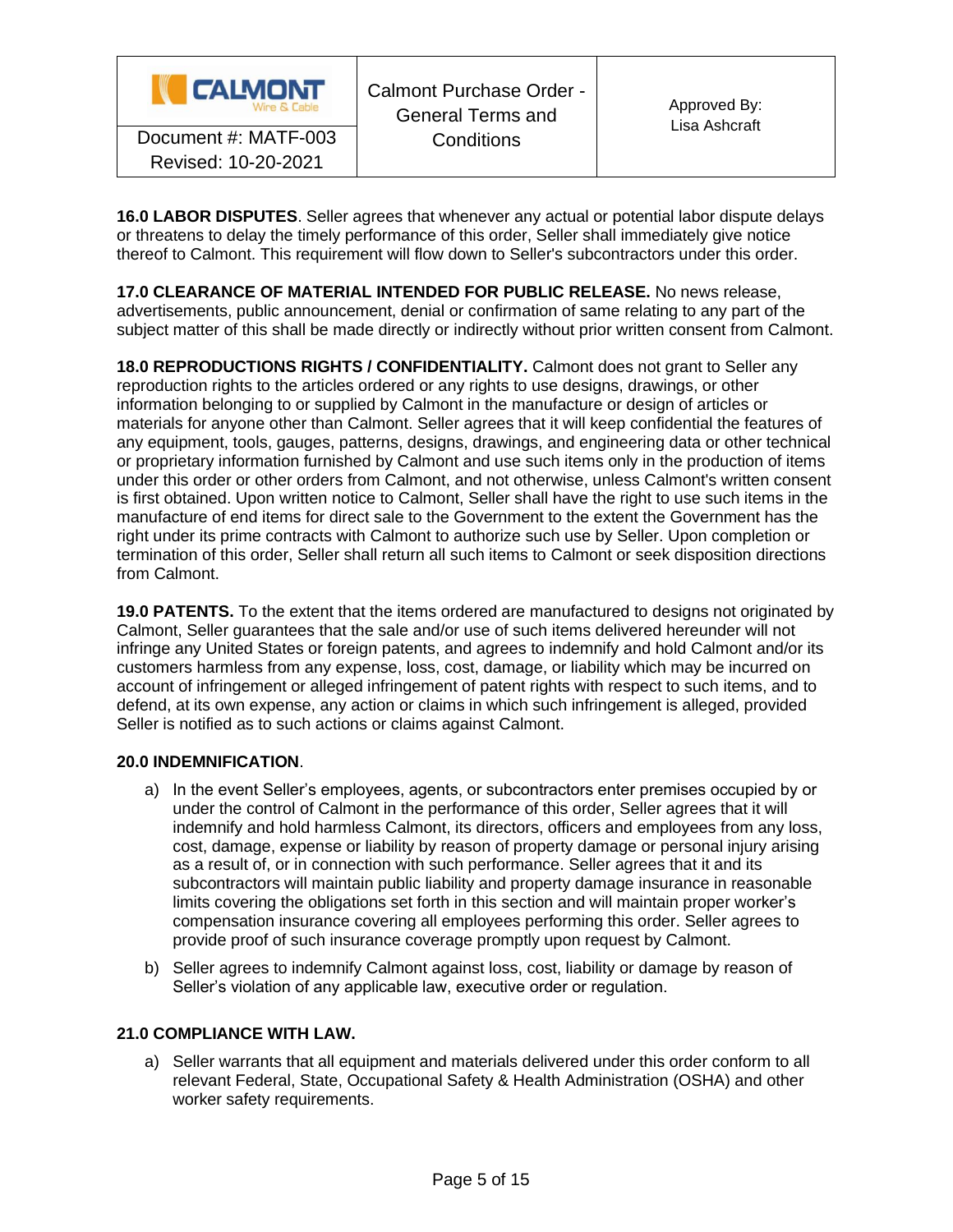**16.0 LABOR DISPUTES**. Seller agrees that whenever any actual or potential labor dispute delays or threatens to delay the timely performance of this order, Seller shall immediately give notice thereof to Calmont. This requirement will flow down to Seller's subcontractors under this order.

**17.0 CLEARANCE OF MATERIAL INTENDED FOR PUBLIC RELEASE.** No news release, advertisements, public announcement, denial or confirmation of same relating to any part of the subject matter of this shall be made directly or indirectly without prior written consent from Calmont.

**18.0 REPRODUCTIONS RIGHTS / CONFIDENTIALITY.** Calmont does not grant to Seller any reproduction rights to the articles ordered or any rights to use designs, drawings, or other information belonging to or supplied by Calmont in the manufacture or design of articles or materials for anyone other than Calmont. Seller agrees that it will keep confidential the features of any equipment, tools, gauges, patterns, designs, drawings, and engineering data or other technical or proprietary information furnished by Calmont and use such items only in the production of items under this order or other orders from Calmont, and not otherwise, unless Calmont's written consent is first obtained. Upon written notice to Calmont, Seller shall have the right to use such items in the manufacture of end items for direct sale to the Government to the extent the Government has the right under its prime contracts with Calmont to authorize such use by Seller. Upon completion or termination of this order, Seller shall return all such items to Calmont or seek disposition directions from Calmont.

**19.0 PATENTS.** To the extent that the items ordered are manufactured to designs not originated by Calmont, Seller guarantees that the sale and/or use of such items delivered hereunder will not infringe any United States or foreign patents, and agrees to indemnify and hold Calmont and/or its customers harmless from any expense, loss, cost, damage, or liability which may be incurred on account of infringement or alleged infringement of patent rights with respect to such items, and to defend, at its own expense, any action or claims in which such infringement is alleged, provided Seller is notified as to such actions or claims against Calmont.

**20.0 INDEMNIFICATION**.

a) In the event Seller's employees, agents, or subcontractors enter premises occupied by or under the control of Calmont in the performance of this order, Seller agrees that it will indemnify and hold harmless Calmont, its directors, officers and employees from any loss, cost, damage, expense or liability by reason of property damage or personal injury arising as a result of, or in connection with such performance. Seller agrees that it and its subcontractors will maintain public liability and property damage insurance in reasonable limits covering the obligations set forth in this section and will maintain proper worker's compensation insurance covering all employees performing this order. Seller agrees to provide proof of such insurance coverage promptly upon request by Calmont.

b) Seller agrees to indemnify Calmont against loss, cost, liability or damage by reason of Seller's violation of any applicable law, executive order or regulation.

**21.0 COMPLIANCE WITH LAW.**

a) Seller warrants that all equipment and materials delivered under this order conform to all relevant Federal, State, Occupational Safety & Health Administration (OSHA) and other worker safety requirements.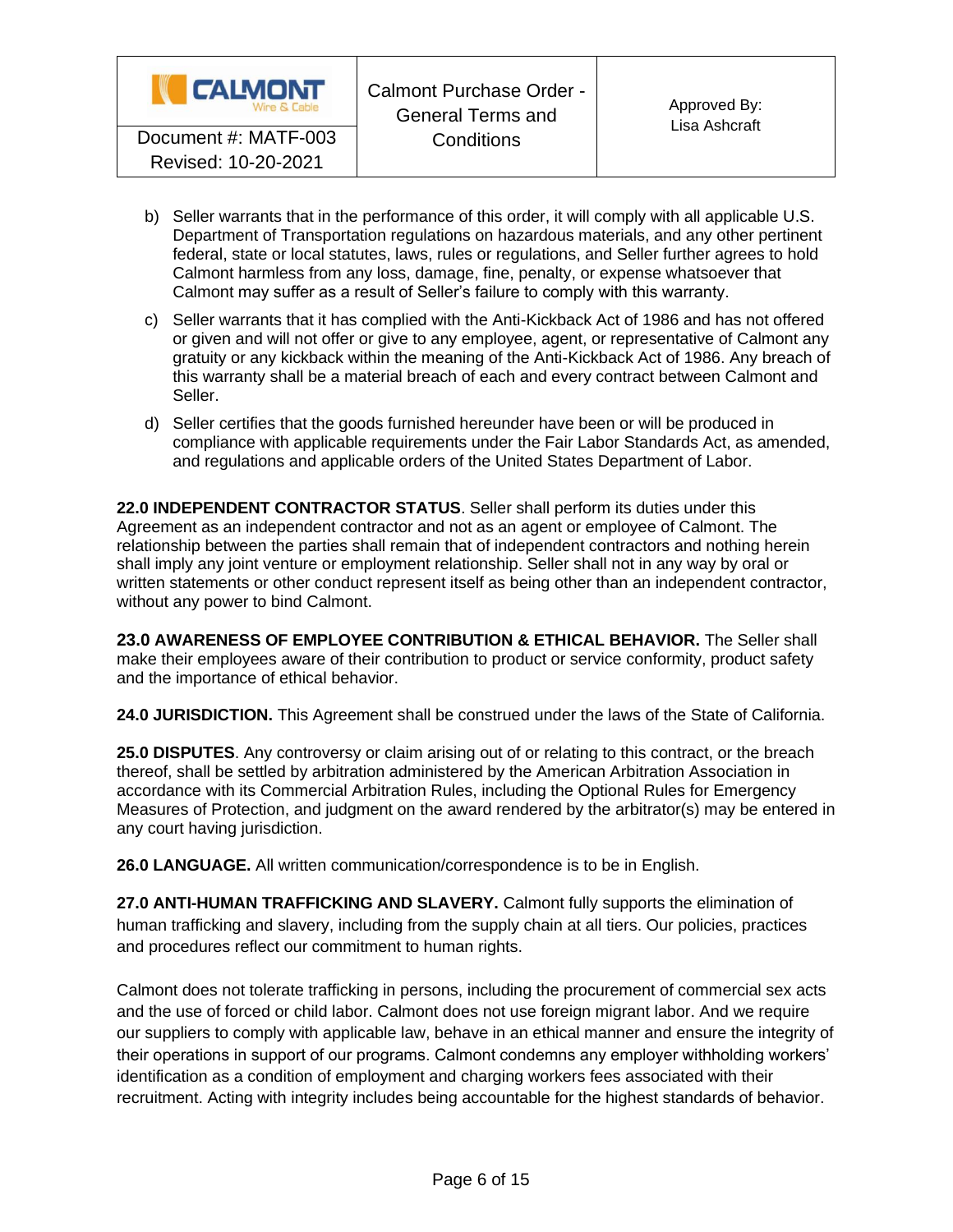b) Seller warrants that in the performance of this order, it will comply with all applicable U.S. Department of Transportation regulations on hazardous materials, and any other pertinent federal, state or local statutes, laws, rules or regulations, and Seller further agrees to hold Calmont harmless from any loss, damage, fine, penalty, or expense whatsoever that Calmont may suffer as a result of Seller's failure to comply with this warranty.

c) Seller warrants that it has complied with the Anti-Kickback Act of 1986 and has not offered or given and will not offer or give to any employee, agent, or representative of Calmont any gratuity or any kickback within the meaning of the Anti-Kickback Act of 1986. Any breach of this warranty shall be a material breach of each and every contract between Calmont and Seller.

d) Seller certifies that the goods furnished hereunder have been or will be produced in compliance with applicable requirements under the Fair Labor Standards Act, as amended, and regulations and applicable orders of the United States Department of Labor.

**22.0 INDEPENDENT CONTRACTOR STATUS**. Seller shall perform its duties under this Agreement as an independent contractor and not as an agent or employee of Calmont. The relationship between the parties shall remain that of independent contractors and nothing herein shall imply any joint venture or employment relationship. Seller shall not in any way by oral or written statements or other conduct represent itself as being other than an independent contractor, without any power to bind Calmont.

**23.0 AWARENESS OF EMPLOYEE CONTRIBUTION & ETHICAL BEHAVIOR.** The Seller shall make their employees aware of their contribution to product or service conformity, product safety and the importance of ethical behavior.

**24.0 JURISDICTION.** This Agreement shall be construed under the laws of the State of California.

**25.0 DISPUTES**. Any controversy or claim arising out of or relating to this contract, or the breach thereof, shall be settled by arbitration administered by the American Arbitration Association in accordance with its Commercial Arbitration Rules, including the Optional Rules for Emergency Measures of Protection, and judgment on the award rendered by the arbitrator(s) may be entered in any court having jurisdiction.

**26.0 LANGUAGE.** All written communication/correspondence is to be in English.

**27.0 ANTI-HUMAN TRAFFICKING AND SLAVERY.** Calmont fully supports the elimination of human trafficking and slavery, including from the supply chain at all tiers. Our policies, practices and procedures reflect our commitment to human rights.

Calmont does not tolerate trafficking in persons, including the procurement of commercial sex acts and the use of forced or child labor. Calmont does not use foreign migrant labor. And we require our suppliers to comply with applicable law, behave in an ethical manner and ensure the integrity of their operations in support of our programs. Calmont condemns any employer withholding workers' identification as a condition of employment and charging workers fees associated with their recruitment. Acting with integrity includes being accountable for the highest standards of behavior.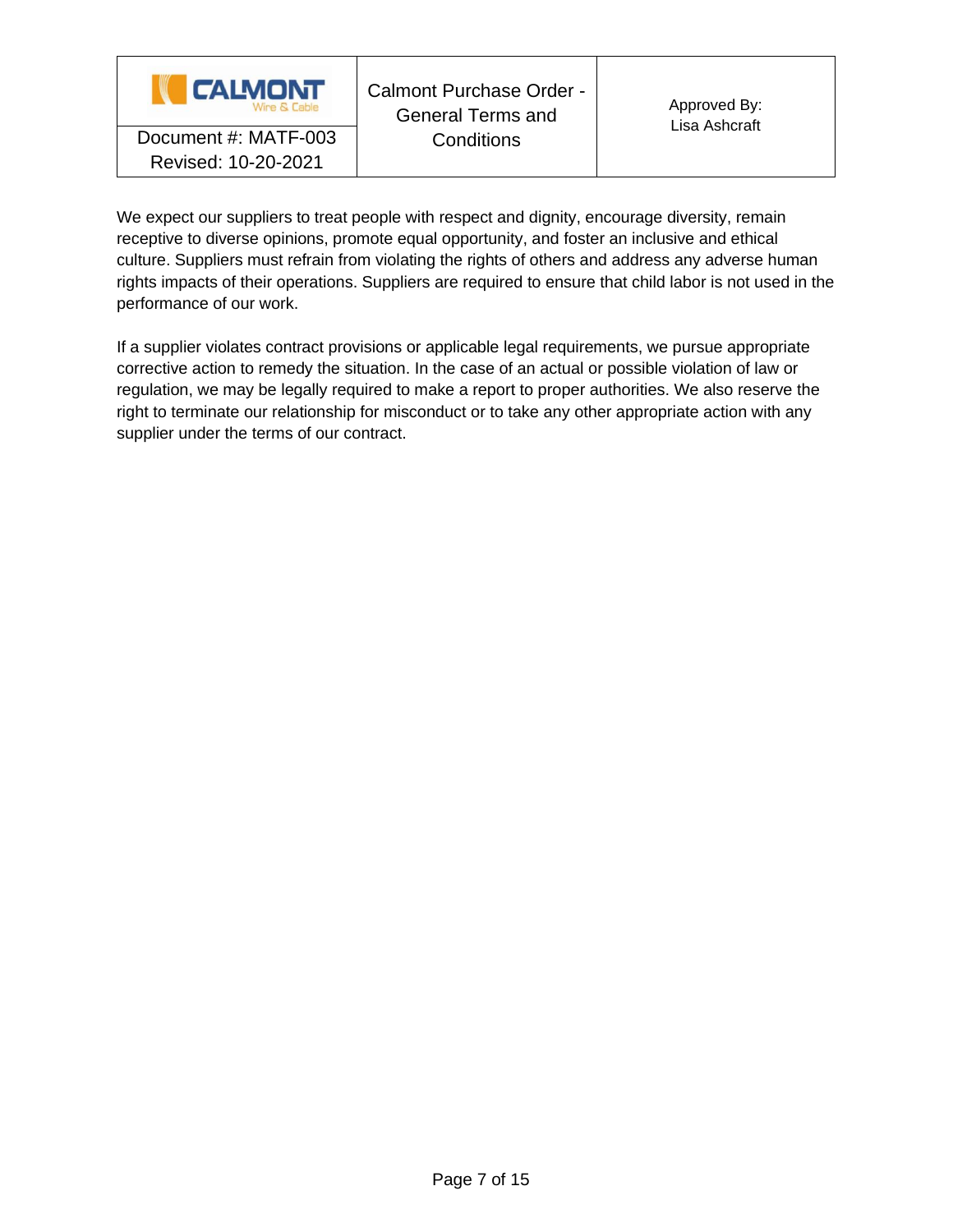We expect our suppliers to treat people with respect and dignity, encourage diversity, remain receptive to diverse opinions, promote equal opportunity, and foster an inclusive and ethical culture. Suppliers must refrain from violating the rights of others and address any adverse human rights impacts of their operations. Suppliers are required to ensure that child labor is not used in the performance of our work.

If a supplier violates contract provisions or applicable legal requirements, we pursue appropriate corrective action to remedy the situation. In the case of an actual or possible violation of law or regulation, we may be legally required to make a report to proper authorities. We also reserve the right to terminate our relationship for misconduct or to take any other appropriate action with any supplier under the terms of our contract.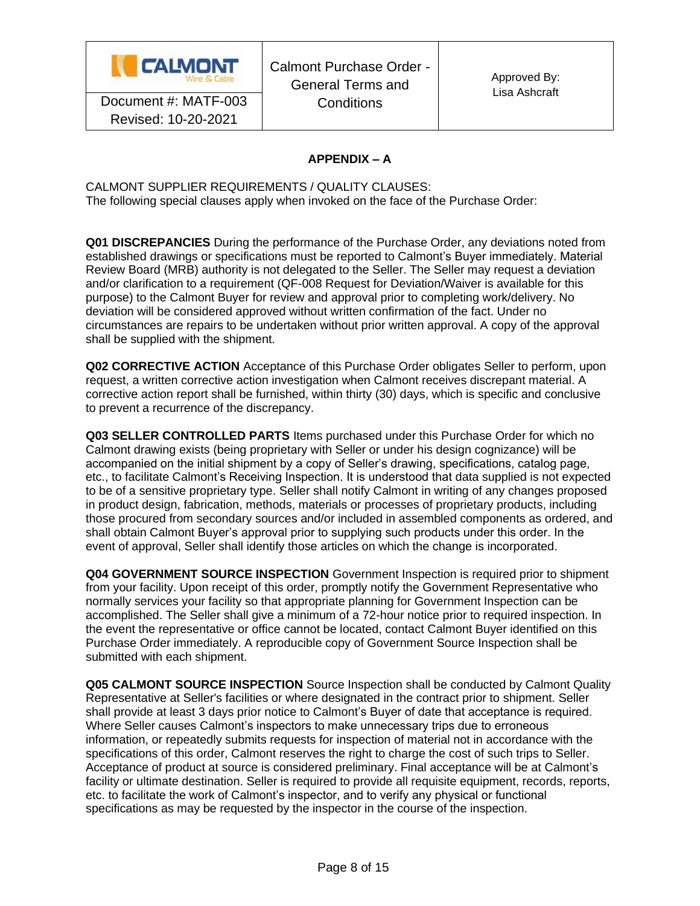## APPENDIX – A

CALMONT SUPPLIER REQUIREMENTS / QUALITY CLAUSES:
The following special clauses apply when invoked on the face of the Purchase Order:

**Q01 DISCREPANCIES** During the performance of the Purchase Order, any deviations noted from established drawings or specifications must be reported to Calmont's Buyer immediately. Material Review Board (MRB) authority is not delegated to the Seller. The Seller may request a deviation and/or clarification to a requirement (QF-008 Request for Deviation/Waiver is available for this purpose) to the Calmont Buyer for review and approval prior to completing work/delivery. No deviation will be considered approved without written confirmation of the fact. Under no circumstances are repairs to be undertaken without prior written approval. A copy of the approval shall be supplied with the shipment.

**Q02 CORRECTIVE ACTION** Acceptance of this Purchase Order obligates Seller to perform, upon request, a written corrective action investigation when Calmont receives discrepant material. A corrective action report shall be furnished, within thirty (30) days, which is specific and conclusive to prevent a recurrence of the discrepancy.

**Q03 SELLER CONTROLLED PARTS** Items purchased under this Purchase Order for which no Calmont drawing exists (being proprietary with Seller or under his design cognizance) will be accompanied on the initial shipment by a copy of Seller's drawing, specifications, catalog page, etc., to facilitate Calmont's Receiving Inspection. It is understood that data supplied is not expected to be of a sensitive proprietary type. Seller shall notify Calmont in writing of any changes proposed in product design, fabrication, methods, materials or processes of proprietary products, including those procured from secondary sources and/or included in assembled components as ordered, and shall obtain Calmont Buyer's approval prior to supplying such products under this order. In the event of approval, Seller shall identify those articles on which the change is incorporated.

**Q04 GOVERNMENT SOURCE INSPECTION** Government Inspection is required prior to shipment from your facility. Upon receipt of this order, promptly notify the Government Representative who normally services your facility so that appropriate planning for Government Inspection can be accomplished. The Seller shall give a minimum of a 72-hour notice prior to required inspection. In the event the representative or office cannot be located, contact Calmont Buyer identified on this Purchase Order immediately. A reproducible copy of Government Source Inspection shall be submitted with each shipment.

**Q05 CALMONT SOURCE INSPECTION** Source Inspection shall be conducted by Calmont Quality Representative at Seller's facilities or where designated in the contract prior to shipment. Seller shall provide at least 3 days prior notice to Calmont's Buyer of date that acceptance is required. Where Seller causes Calmont's inspectors to make unnecessary trips due to erroneous information, or repeatedly submits requests for inspection of material not in accordance with the specifications of this order, Calmont reserves the right to charge the cost of such trips to Seller. Acceptance of product at source is considered preliminary. Final acceptance will be at Calmont's facility or ultimate destination. Seller is required to provide all requisite equipment, records, reports, etc. to facilitate the work of Calmont's inspector, and to verify any physical or functional specifications as may be requested by the inspector in the course of the inspection.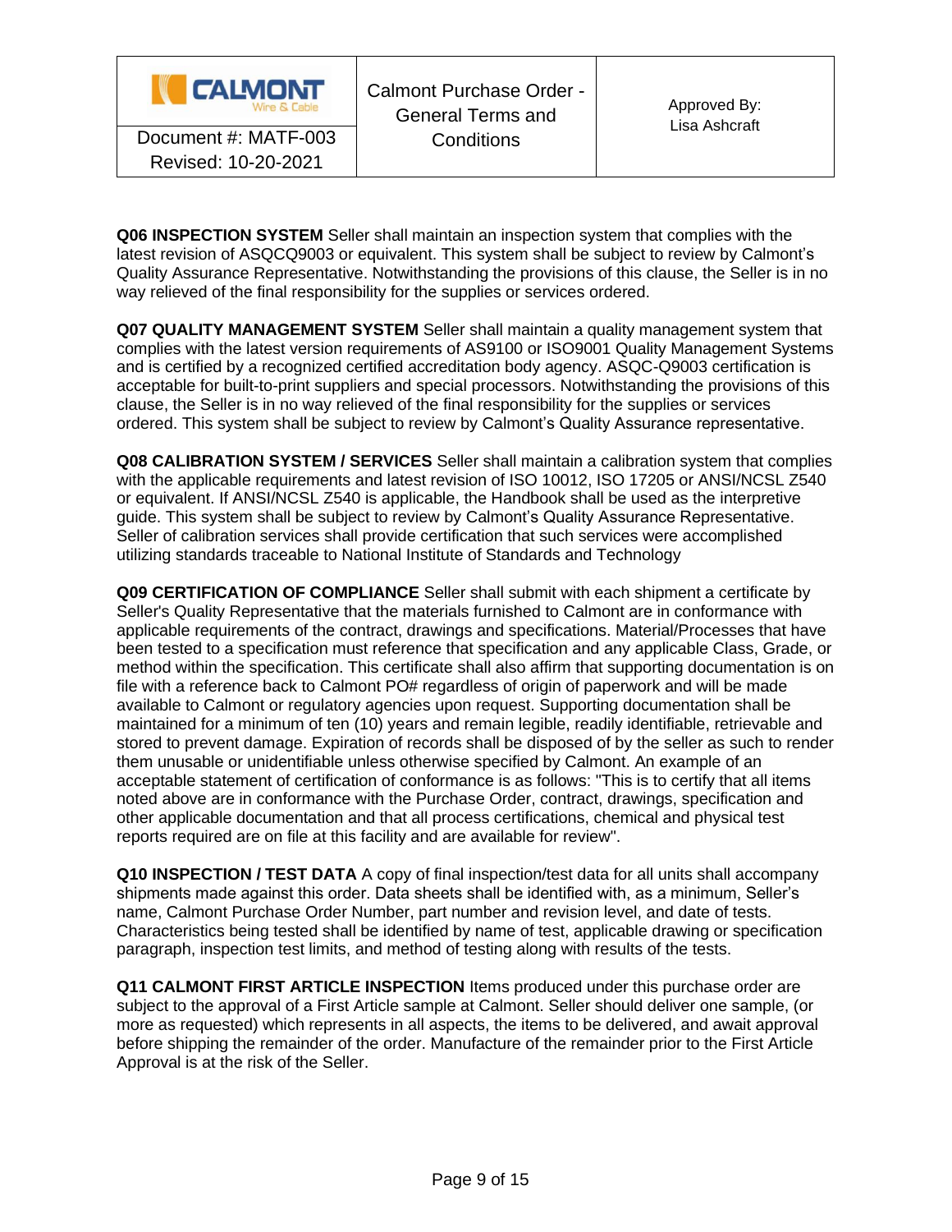**Q06 INSPECTION SYSTEM** Seller shall maintain an inspection system that complies with the latest revision of ASQCQ9003 or equivalent. This system shall be subject to review by Calmont's Quality Assurance Representative. Notwithstanding the provisions of this clause, the Seller is in no way relieved of the final responsibility for the supplies or services ordered.

**Q07 QUALITY MANAGEMENT SYSTEM** Seller shall maintain a quality management system that complies with the latest version requirements of AS9100 or ISO9001 Quality Management Systems and is certified by a recognized certified accreditation body agency. ASQC-Q9003 certification is acceptable for built-to-print suppliers and special processors. Notwithstanding the provisions of this clause, the Seller is in no way relieved of the final responsibility for the supplies or services ordered. This system shall be subject to review by Calmont's Quality Assurance representative.

**Q08 CALIBRATION SYSTEM / SERVICES** Seller shall maintain a calibration system that complies with the applicable requirements and latest revision of ISO 10012, ISO 17205 or ANSI/NCSL Z540 or equivalent. If ANSI/NCSL Z540 is applicable, the Handbook shall be used as the interpretive guide. This system shall be subject to review by Calmont's Quality Assurance Representative. Seller of calibration services shall provide certification that such services were accomplished utilizing standards traceable to National Institute of Standards and Technology

**Q09 CERTIFICATION OF COMPLIANCE** Seller shall submit with each shipment a certificate by Seller's Quality Representative that the materials furnished to Calmont are in conformance with applicable requirements of the contract, drawings and specifications. Material/Processes that have been tested to a specification must reference that specification and any applicable Class, Grade, or method within the specification. This certificate shall also affirm that supporting documentation is on file with a reference back to Calmont PO# regardless of origin of paperwork and will be made available to Calmont or regulatory agencies upon request. Supporting documentation shall be maintained for a minimum of ten (10) years and remain legible, readily identifiable, retrievable and stored to prevent damage. Expiration of records shall be disposed of by the seller as such to render them unusable or unidentifiable unless otherwise specified by Calmont. An example of an acceptable statement of certification of conformance is as follows: "This is to certify that all items noted above are in conformance with the Purchase Order, contract, drawings, specification and other applicable documentation and that all process certifications, chemical and physical test reports required are on file at this facility and are available for review".

**Q10 INSPECTION / TEST DATA** A copy of final inspection/test data for all units shall accompany shipments made against this order. Data sheets shall be identified with, as a minimum, Seller's name, Calmont Purchase Order Number, part number and revision level, and date of tests. Characteristics being tested shall be identified by name of test, applicable drawing or specification paragraph, inspection test limits, and method of testing along with results of the tests.

**Q11 CALMONT FIRST ARTICLE INSPECTION** Items produced under this purchase order are subject to the approval of a First Article sample at Calmont. Seller should deliver one sample, (or more as requested) which represents in all aspects, the items to be delivered, and await approval before shipping the remainder of the order. Manufacture of the remainder prior to the First Article Approval is at the risk of the Seller.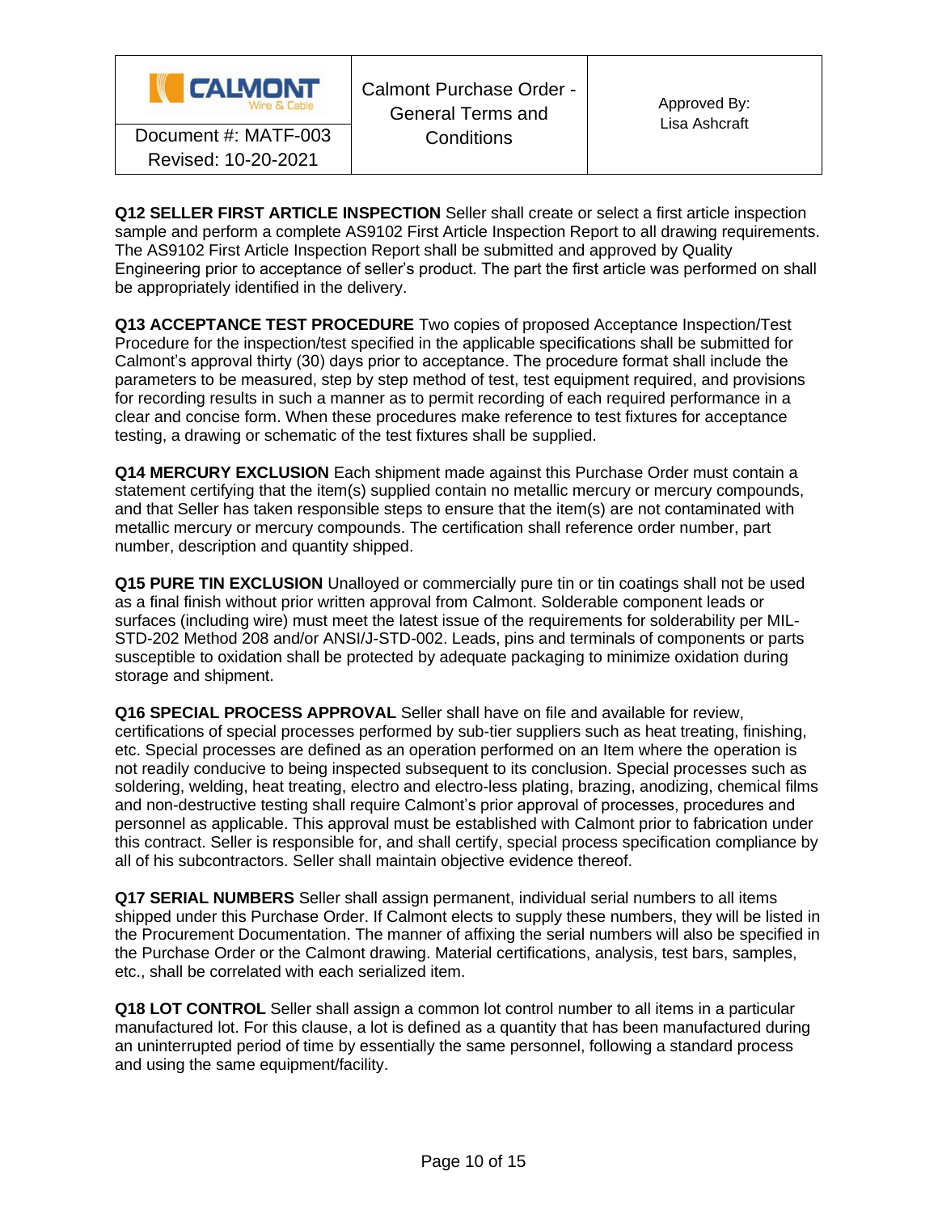**Q12 SELLER FIRST ARTICLE INSPECTION** Seller shall create or select a first article inspection sample and perform a complete AS9102 First Article Inspection Report to all drawing requirements. The AS9102 First Article Inspection Report shall be submitted and approved by Quality Engineering prior to acceptance of seller's product. The part the first article was performed on shall be appropriately identified in the delivery.

**Q13 ACCEPTANCE TEST PROCEDURE** Two copies of proposed Acceptance Inspection/Test Procedure for the inspection/test specified in the applicable specifications shall be submitted for Calmont's approval thirty (30) days prior to acceptance. The procedure format shall include the parameters to be measured, step by step method of test, test equipment required, and provisions for recording results in such a manner as to permit recording of each required performance in a clear and concise form. When these procedures make reference to test fixtures for acceptance testing, a drawing or schematic of the test fixtures shall be supplied.

**Q14 MERCURY EXCLUSION** Each shipment made against this Purchase Order must contain a statement certifying that the item(s) supplied contain no metallic mercury or mercury compounds, and that Seller has taken responsible steps to ensure that the item(s) are not contaminated with metallic mercury or mercury compounds. The certification shall reference order number, part number, description and quantity shipped.

**Q15 PURE TIN EXCLUSION** Unalloyed or commercially pure tin or tin coatings shall not be used as a final finish without prior written approval from Calmont. Solderable component leads or surfaces (including wire) must meet the latest issue of the requirements for solderability per MIL-STD-202 Method 208 and/or ANSI/J-STD-002. Leads, pins and terminals of components or parts susceptible to oxidation shall be protected by adequate packaging to minimize oxidation during storage and shipment.

**Q16 SPECIAL PROCESS APPROVAL** Seller shall have on file and available for review, certifications of special processes performed by sub-tier suppliers such as heat treating, finishing, etc. Special processes are defined as an operation performed on an Item where the operation is not readily conducive to being inspected subsequent to its conclusion. Special processes such as soldering, welding, heat treating, electro and electro-less plating, brazing, anodizing, chemical films and non-destructive testing shall require Calmont's prior approval of processes, procedures and personnel as applicable. This approval must be established with Calmont prior to fabrication under this contract. Seller is responsible for, and shall certify, special process specification compliance by all of his subcontractors. Seller shall maintain objective evidence thereof.

**Q17 SERIAL NUMBERS** Seller shall assign permanent, individual serial numbers to all items shipped under this Purchase Order. If Calmont elects to supply these numbers, they will be listed in the Procurement Documentation. The manner of affixing the serial numbers will also be specified in the Purchase Order or the Calmont drawing. Material certifications, analysis, test bars, samples, etc., shall be correlated with each serialized item.

**Q18 LOT CONTROL** Seller shall assign a common lot control number to all items in a particular manufactured lot. For this clause, a lot is defined as a quantity that has been manufactured during an uninterrupted period of time by essentially the same personnel, following a standard process and using the same equipment/facility.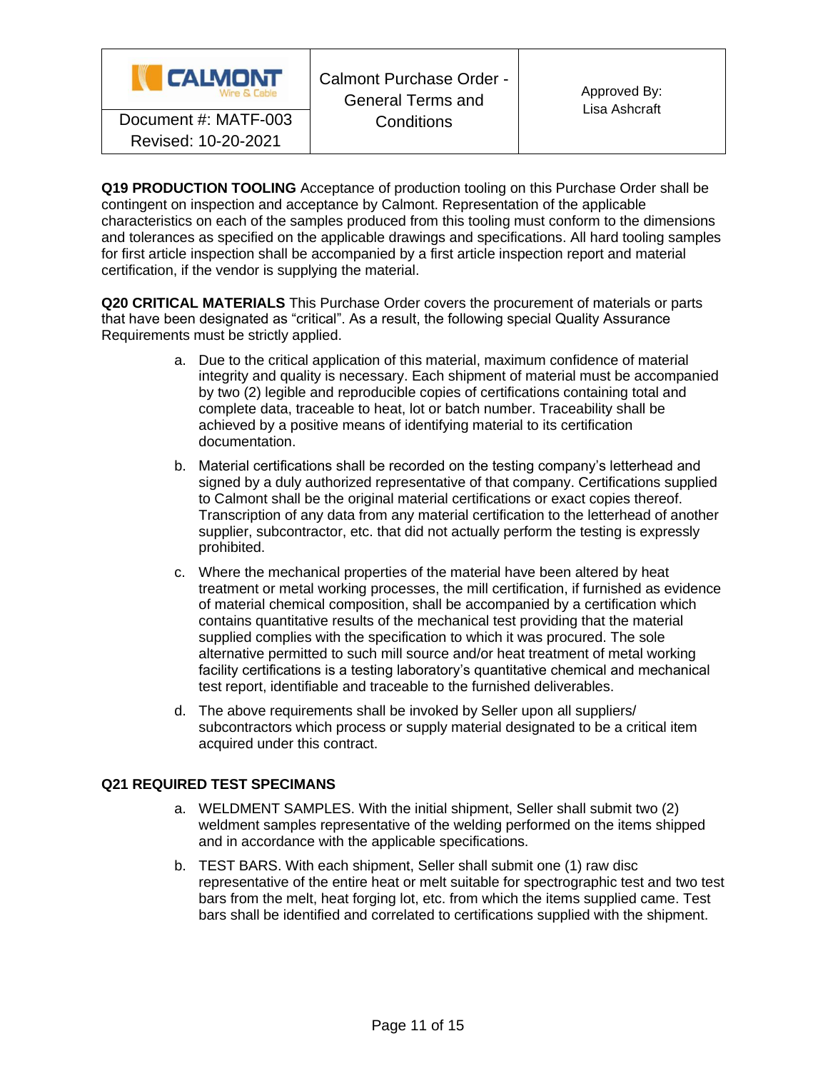**Q19 PRODUCTION TOOLING** Acceptance of production tooling on this Purchase Order shall be contingent on inspection and acceptance by Calmont. Representation of the applicable characteristics on each of the samples produced from this tooling must conform to the dimensions and tolerances as specified on the applicable drawings and specifications. All hard tooling samples for first article inspection shall be accompanied by a first article inspection report and material certification, if the vendor is supplying the material.

**Q20 CRITICAL MATERIALS** This Purchase Order covers the procurement of materials or parts that have been designated as "critical". As a result, the following special Quality Assurance Requirements must be strictly applied.

a. Due to the critical application of this material, maximum confidence of material integrity and quality is necessary. Each shipment of material must be accompanied by two (2) legible and reproducible copies of certifications containing total and complete data, traceable to heat, lot or batch number. Traceability shall be achieved by a positive means of identifying material to its certification documentation.

b. Material certifications shall be recorded on the testing company's letterhead and signed by a duly authorized representative of that company. Certifications supplied to Calmont shall be the original material certifications or exact copies thereof. Transcription of any data from any material certification to the letterhead of another supplier, subcontractor, etc. that did not actually perform the testing is expressly prohibited.

c. Where the mechanical properties of the material have been altered by heat treatment or metal working processes, the mill certification, if furnished as evidence of material chemical composition, shall be accompanied by a certification which contains quantitative results of the mechanical test providing that the material supplied complies with the specification to which it was procured. The sole alternative permitted to such mill source and/or heat treatment of metal working facility certifications is a testing laboratory's quantitative chemical and mechanical test report, identifiable and traceable to the furnished deliverables.

d. The above requirements shall be invoked by Seller upon all suppliers/ subcontractors which process or supply material designated to be a critical item acquired under this contract.

**Q21 REQUIRED TEST SPECIMANS**

a. WELDMENT SAMPLES. With the initial shipment, Seller shall submit two (2) weldment samples representative of the welding performed on the items shipped and in accordance with the applicable specifications.

b. TEST BARS. With each shipment, Seller shall submit one (1) raw disc representative of the entire heat or melt suitable for spectrographic test and two test bars from the melt, heat forging lot, etc. from which the items supplied came. Test bars shall be identified and correlated to certifications supplied with the shipment.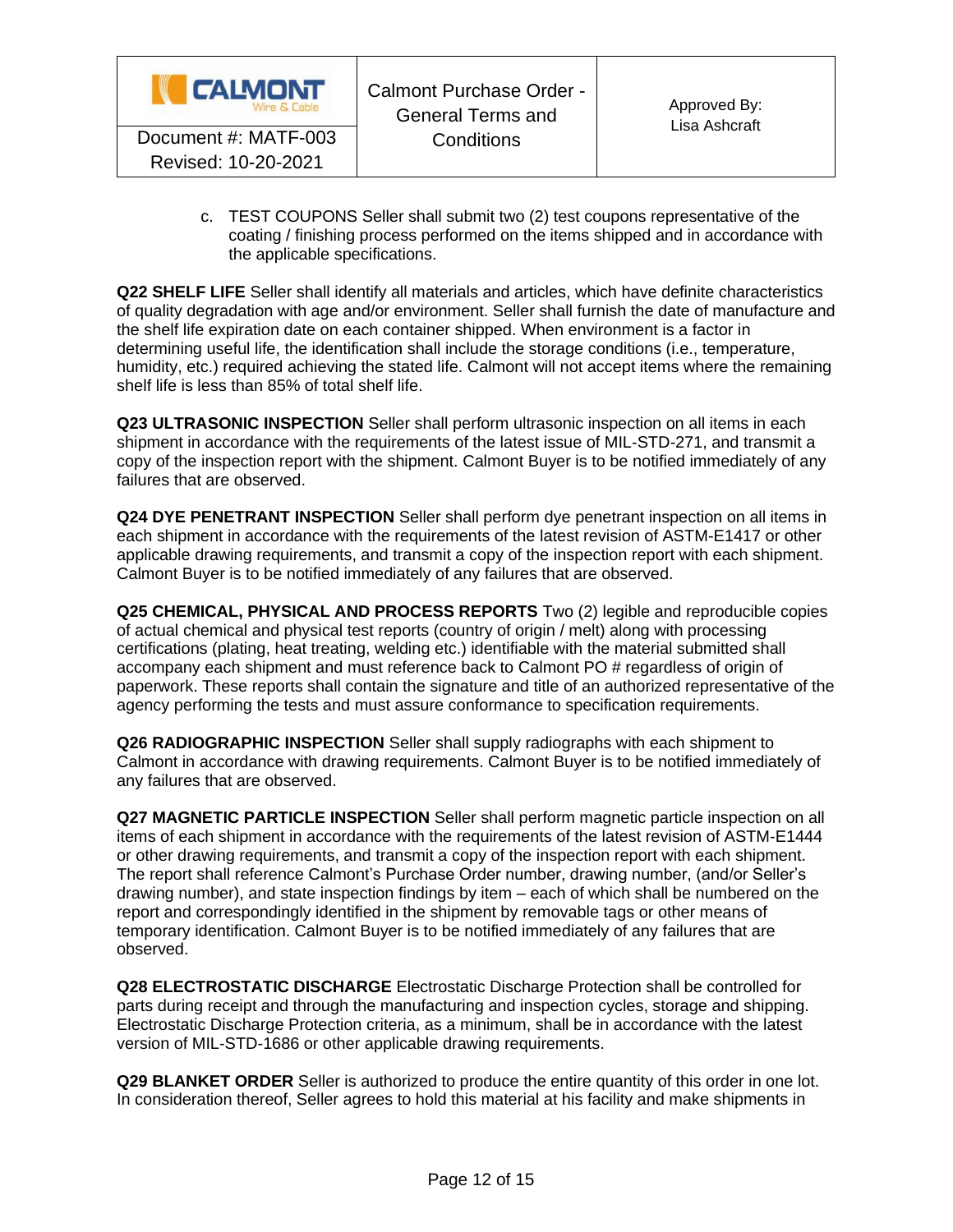c. TEST COUPONS Seller shall submit two (2) test coupons representative of the coating / finishing process performed on the items shipped and in accordance with the applicable specifications.

**Q22 SHELF LIFE** Seller shall identify all materials and articles, which have definite characteristics of quality degradation with age and/or environment. Seller shall furnish the date of manufacture and the shelf life expiration date on each container shipped. When environment is a factor in determining useful life, the identification shall include the storage conditions (i.e., temperature, humidity, etc.) required achieving the stated life. Calmont will not accept items where the remaining shelf life is less than 85% of total shelf life.

**Q23 ULTRASONIC INSPECTION** Seller shall perform ultrasonic inspection on all items in each shipment in accordance with the requirements of the latest issue of MIL-STD-271, and transmit a copy of the inspection report with the shipment. Calmont Buyer is to be notified immediately of any failures that are observed.

**Q24 DYE PENETRANT INSPECTION** Seller shall perform dye penetrant inspection on all items in each shipment in accordance with the requirements of the latest revision of ASTM-E1417 or other applicable drawing requirements, and transmit a copy of the inspection report with each shipment. Calmont Buyer is to be notified immediately of any failures that are observed.

**Q25 CHEMICAL, PHYSICAL AND PROCESS REPORTS** Two (2) legible and reproducible copies of actual chemical and physical test reports (country of origin / melt) along with processing certifications (plating, heat treating, welding etc.) identifiable with the material submitted shall accompany each shipment and must reference back to Calmont PO # regardless of origin of paperwork. These reports shall contain the signature and title of an authorized representative of the agency performing the tests and must assure conformance to specification requirements.

**Q26 RADIOGRAPHIC INSPECTION** Seller shall supply radiographs with each shipment to Calmont in accordance with drawing requirements. Calmont Buyer is to be notified immediately of any failures that are observed.

**Q27 MAGNETIC PARTICLE INSPECTION** Seller shall perform magnetic particle inspection on all items of each shipment in accordance with the requirements of the latest revision of ASTM-E1444 or other drawing requirements, and transmit a copy of the inspection report with each shipment. The report shall reference Calmont's Purchase Order number, drawing number, (and/or Seller's drawing number), and state inspection findings by item – each of which shall be numbered on the report and correspondingly identified in the shipment by removable tags or other means of temporary identification. Calmont Buyer is to be notified immediately of any failures that are observed.

**Q28 ELECTROSTATIC DISCHARGE** Electrostatic Discharge Protection shall be controlled for parts during receipt and through the manufacturing and inspection cycles, storage and shipping. Electrostatic Discharge Protection criteria, as a minimum, shall be in accordance with the latest version of MIL-STD-1686 or other applicable drawing requirements.

**Q29 BLANKET ORDER** Seller is authorized to produce the entire quantity of this order in one lot. In consideration thereof, Seller agrees to hold this material at his facility and make shipments in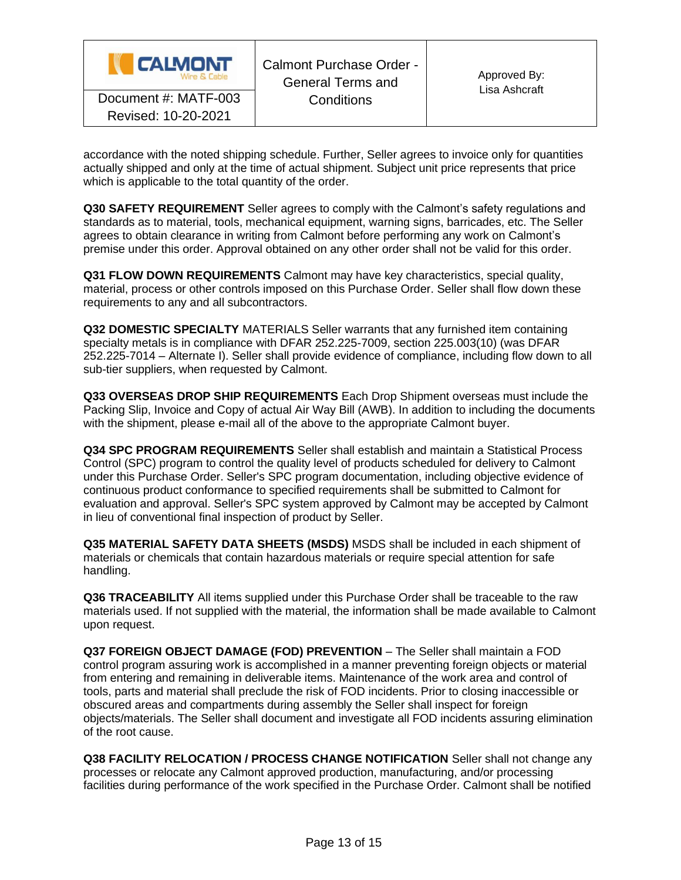accordance with the noted shipping schedule. Further, Seller agrees to invoice only for quantities actually shipped and only at the time of actual shipment. Subject unit price represents that price which is applicable to the total quantity of the order.

**Q30 SAFETY REQUIREMENT** Seller agrees to comply with the Calmont's safety regulations and standards as to material, tools, mechanical equipment, warning signs, barricades, etc. The Seller agrees to obtain clearance in writing from Calmont before performing any work on Calmont's premise under this order. Approval obtained on any other order shall not be valid for this order.

**Q31 FLOW DOWN REQUIREMENTS** Calmont may have key characteristics, special quality, material, process or other controls imposed on this Purchase Order. Seller shall flow down these requirements to any and all subcontractors.

**Q32 DOMESTIC SPECIALTY** MATERIALS Seller warrants that any furnished item containing specialty metals is in compliance with DFAR 252.225-7009, section 225.003(10) (was DFAR 252.225-7014 – Alternate I). Seller shall provide evidence of compliance, including flow down to all sub-tier suppliers, when requested by Calmont.

**Q33 OVERSEAS DROP SHIP REQUIREMENTS** Each Drop Shipment overseas must include the Packing Slip, Invoice and Copy of actual Air Way Bill (AWB). In addition to including the documents with the shipment, please e-mail all of the above to the appropriate Calmont buyer.

**Q34 SPC PROGRAM REQUIREMENTS** Seller shall establish and maintain a Statistical Process Control (SPC) program to control the quality level of products scheduled for delivery to Calmont under this Purchase Order. Seller's SPC program documentation, including objective evidence of continuous product conformance to specified requirements shall be submitted to Calmont for evaluation and approval. Seller's SPC system approved by Calmont may be accepted by Calmont in lieu of conventional final inspection of product by Seller.

**Q35 MATERIAL SAFETY DATA SHEETS (MSDS)** MSDS shall be included in each shipment of materials or chemicals that contain hazardous materials or require special attention for safe handling.

**Q36 TRACEABILITY** All items supplied under this Purchase Order shall be traceable to the raw materials used. If not supplied with the material, the information shall be made available to Calmont upon request.

**Q37 FOREIGN OBJECT DAMAGE (FOD) PREVENTION** – The Seller shall maintain a FOD control program assuring work is accomplished in a manner preventing foreign objects or material from entering and remaining in deliverable items. Maintenance of the work area and control of tools, parts and material shall preclude the risk of FOD incidents. Prior to closing inaccessible or obscured areas and compartments during assembly the Seller shall inspect for foreign objects/materials. The Seller shall document and investigate all FOD incidents assuring elimination of the root cause.

**Q38 FACILITY RELOCATION / PROCESS CHANGE NOTIFICATION** Seller shall not change any processes or relocate any Calmont approved production, manufacturing, and/or processing facilities during performance of the work specified in the Purchase Order. Calmont shall be notified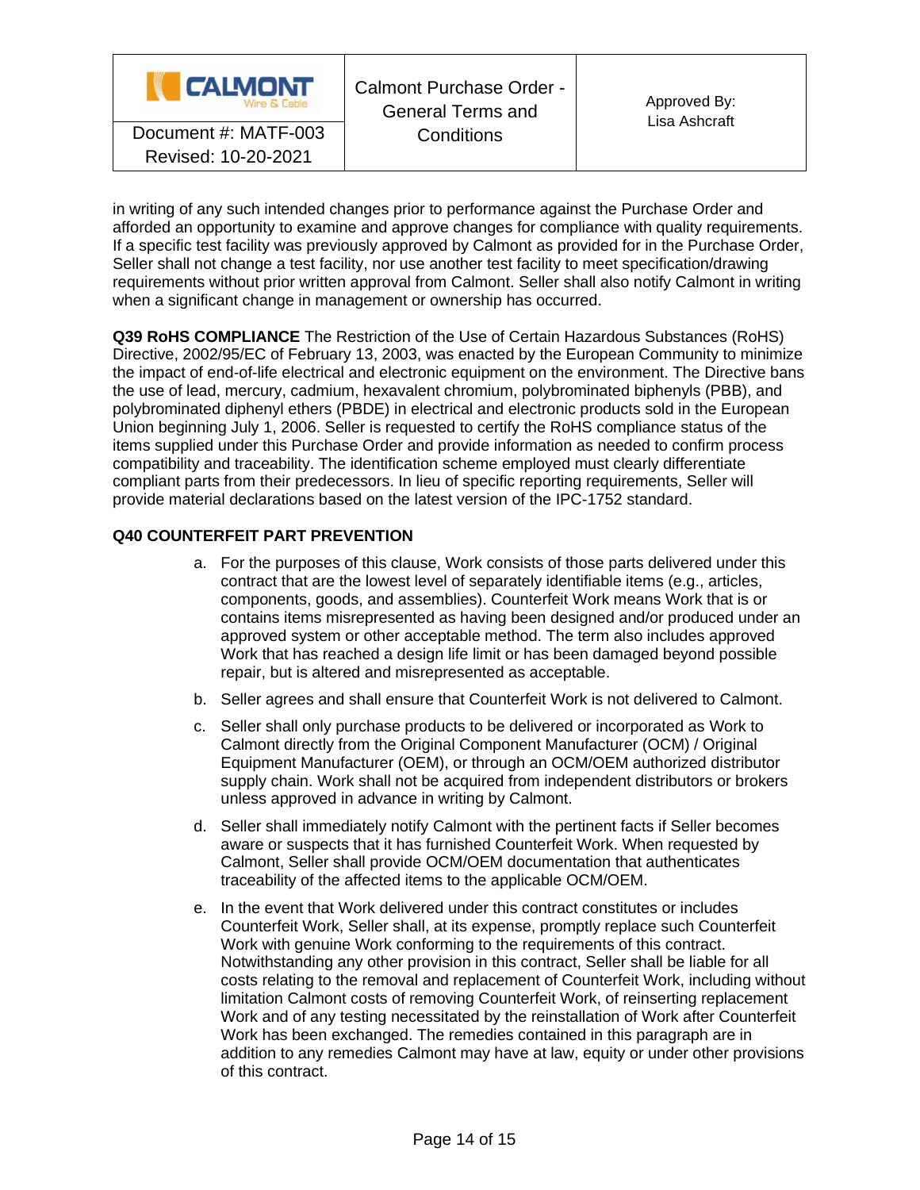in writing of any such intended changes prior to performance against the Purchase Order and afforded an opportunity to examine and approve changes for compliance with quality requirements. If a specific test facility was previously approved by Calmont as provided for in the Purchase Order, Seller shall not change a test facility, nor use another test facility to meet specification/drawing requirements without prior written approval from Calmont. Seller shall also notify Calmont in writing when a significant change in management or ownership has occurred.

**Q39 RoHS COMPLIANCE** The Restriction of the Use of Certain Hazardous Substances (RoHS) Directive, 2002/95/EC of February 13, 2003, was enacted by the European Community to minimize the impact of end-of-life electrical and electronic equipment on the environment. The Directive bans the use of lead, mercury, cadmium, hexavalent chromium, polybrominated biphenyls (PBB), and polybrominated diphenyl ethers (PBDE) in electrical and electronic products sold in the European Union beginning July 1, 2006. Seller is requested to certify the RoHS compliance status of the items supplied under this Purchase Order and provide information as needed to confirm process compatibility and traceability. The identification scheme employed must clearly differentiate compliant parts from their predecessors. In lieu of specific reporting requirements, Seller will provide material declarations based on the latest version of the IPC-1752 standard.

**Q40 COUNTERFEIT PART PREVENTION**

a. For the purposes of this clause, Work consists of those parts delivered under this contract that are the lowest level of separately identifiable items (e.g., articles, components, goods, and assemblies). Counterfeit Work means Work that is or contains items misrepresented as having been designed and/or produced under an approved system or other acceptable method. The term also includes approved Work that has reached a design life limit or has been damaged beyond possible repair, but is altered and misrepresented as acceptable.

b. Seller agrees and shall ensure that Counterfeit Work is not delivered to Calmont.

c. Seller shall only purchase products to be delivered or incorporated as Work to Calmont directly from the Original Component Manufacturer (OCM) / Original Equipment Manufacturer (OEM), or through an OCM/OEM authorized distributor supply chain. Work shall not be acquired from independent distributors or brokers unless approved in advance in writing by Calmont.

d. Seller shall immediately notify Calmont with the pertinent facts if Seller becomes aware or suspects that it has furnished Counterfeit Work. When requested by Calmont, Seller shall provide OCM/OEM documentation that authenticates traceability of the affected items to the applicable OCM/OEM.

e. In the event that Work delivered under this contract constitutes or includes Counterfeit Work, Seller shall, at its expense, promptly replace such Counterfeit Work with genuine Work conforming to the requirements of this contract. Notwithstanding any other provision in this contract, Seller shall be liable for all costs relating to the removal and replacement of Counterfeit Work, including without limitation Calmont costs of removing Counterfeit Work, of reinserting replacement Work and of any testing necessitated by the reinstallation of Work after Counterfeit Work has been exchanged. The remedies contained in this paragraph are in addition to any remedies Calmont may have at law, equity or under other provisions of this contract.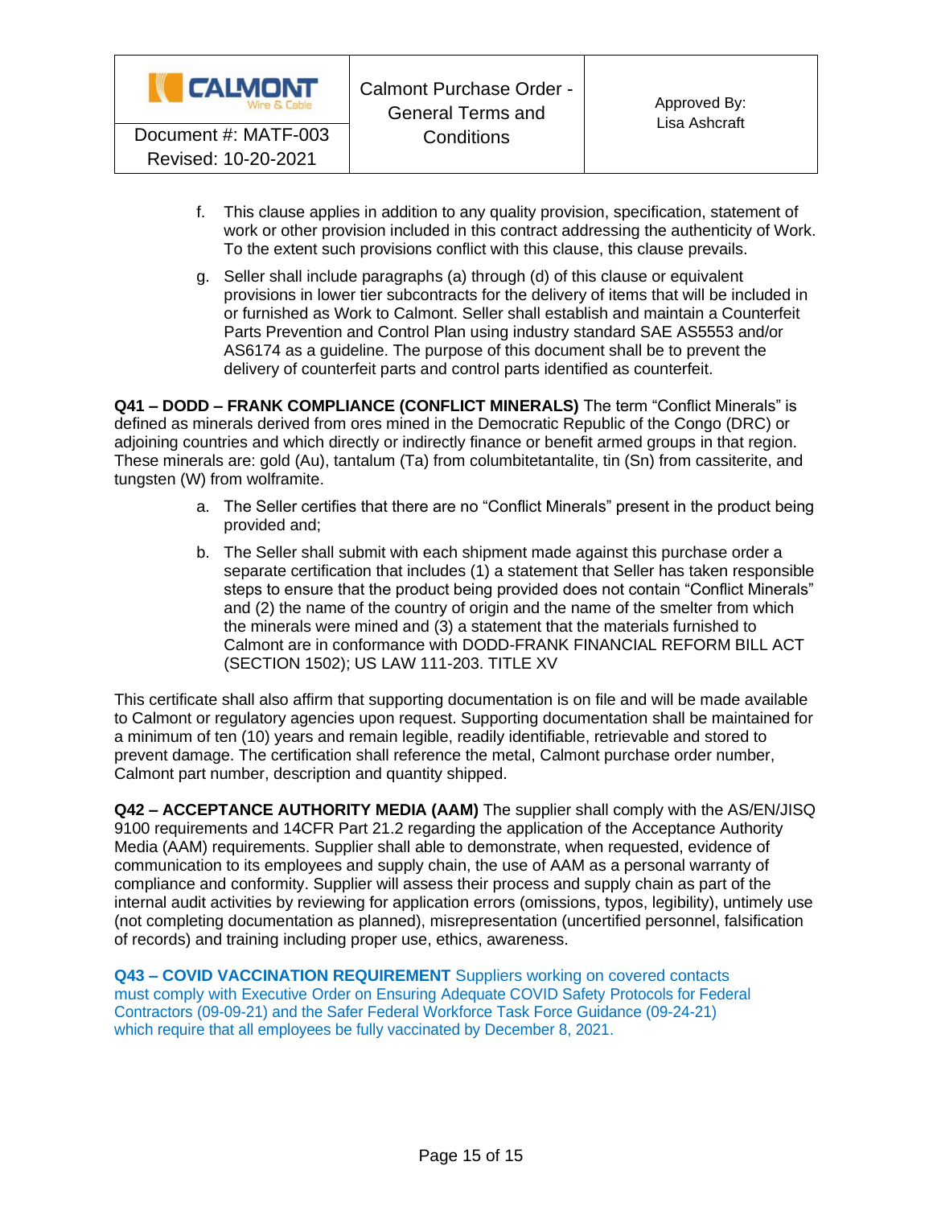f. This clause applies in addition to any quality provision, specification, statement of work or other provision included in this contract addressing the authenticity of Work. To the extent such provisions conflict with this clause, this clause prevails.

g. Seller shall include paragraphs (a) through (d) of this clause or equivalent provisions in lower tier subcontracts for the delivery of items that will be included in or furnished as Work to Calmont. Seller shall establish and maintain a Counterfeit Parts Prevention and Control Plan using industry standard SAE AS5553 and/or AS6174 as a guideline. The purpose of this document shall be to prevent the delivery of counterfeit parts and control parts identified as counterfeit.

**Q41 – DODD – FRANK COMPLIANCE (CONFLICT MINERALS)** The term "Conflict Minerals" is defined as minerals derived from ores mined in the Democratic Republic of the Congo (DRC) or adjoining countries and which directly or indirectly finance or benefit armed groups in that region. These minerals are: gold (Au), tantalum (Ta) from columbitetantalite, tin (Sn) from cassiterite, and tungsten (W) from wolframite.

a. The Seller certifies that there are no "Conflict Minerals" present in the product being provided and;

b. The Seller shall submit with each shipment made against this purchase order a separate certification that includes (1) a statement that Seller has taken responsible steps to ensure that the product being provided does not contain "Conflict Minerals" and (2) the name of the country of origin and the name of the smelter from which the minerals were mined and (3) a statement that the materials furnished to Calmont are in conformance with DODD-FRANK FINANCIAL REFORM BILL ACT (SECTION 1502); US LAW 111-203. TITLE XV

This certificate shall also affirm that supporting documentation is on file and will be made available to Calmont or regulatory agencies upon request. Supporting documentation shall be maintained for a minimum of ten (10) years and remain legible, readily identifiable, retrievable and stored to prevent damage. The certification shall reference the metal, Calmont purchase order number, Calmont part number, description and quantity shipped.

**Q42 – ACCEPTANCE AUTHORITY MEDIA (AAM)** The supplier shall comply with the AS/EN/JISQ 9100 requirements and 14CFR Part 21.2 regarding the application of the Acceptance Authority Media (AAM) requirements. Supplier shall able to demonstrate, when requested, evidence of communication to its employees and supply chain, the use of AAM as a personal warranty of compliance and conformity. Supplier will assess their process and supply chain as part of the internal audit activities by reviewing for application errors (omissions, typos, legibility), untimely use (not completing documentation as planned), misrepresentation (uncertified personnel, falsification of records) and training including proper use, ethics, awareness.

**Q43 – COVID VACCINATION REQUIREMENT** Suppliers working on covered contacts must comply with Executive Order on Ensuring Adequate COVID Safety Protocols for Federal Contractors (09-09-21) and the Safer Federal Workforce Task Force Guidance (09-24-21) which require that all employees be fully vaccinated by December 8, 2021.